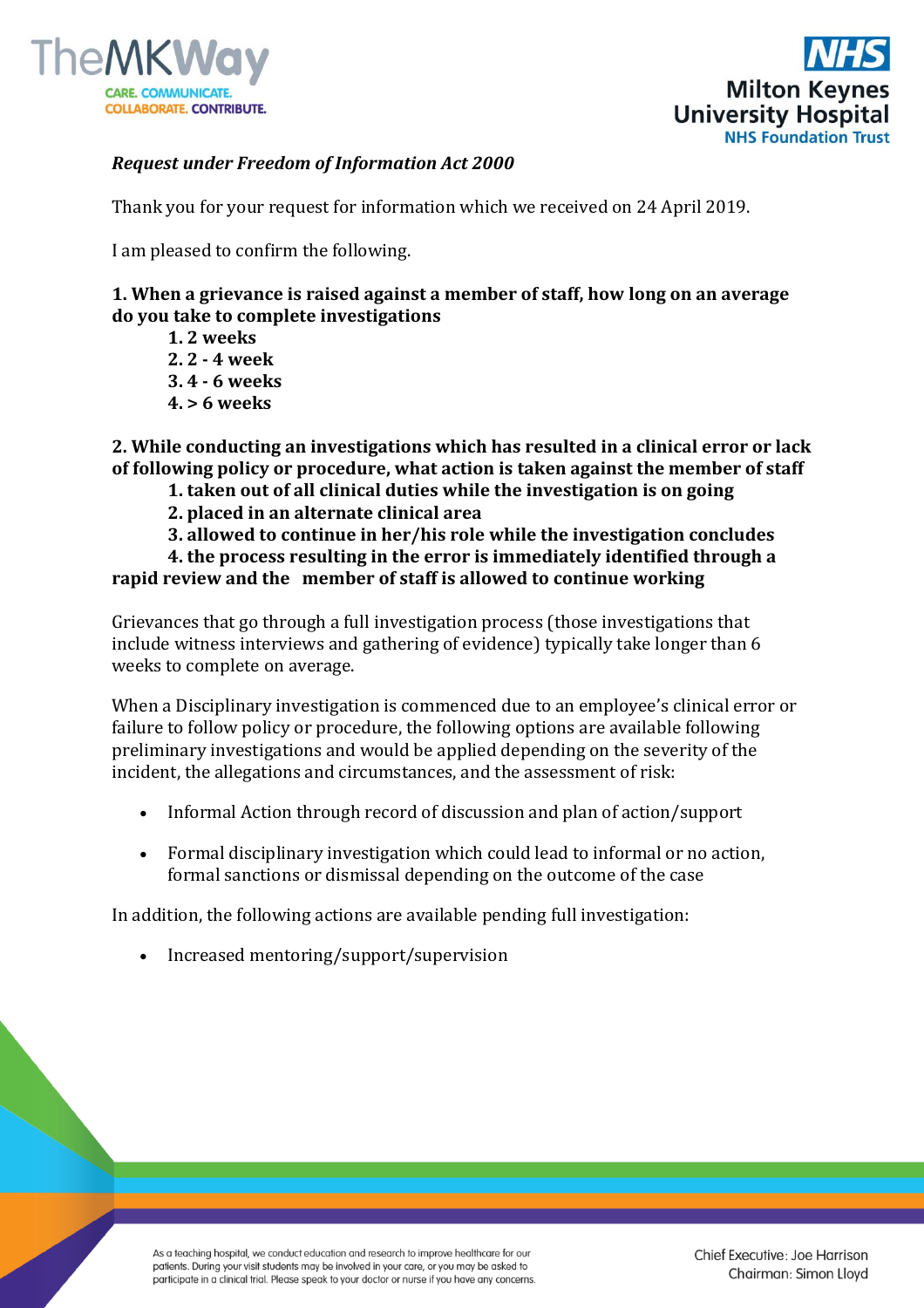*Request under Freedom of Information Act 2000*

Thank you for your request for information which we received on 24 April 2019.

I am pleased to confirm the following.

**1. When a grievance is raised against a member of staff, how long on an average do you take to complete investigations**

**1. 2 weeks**
**2. 2 - 4 week**
**3. 4 - 6 weeks**
**4. > 6 weeks**

**2. While conducting an investigations which has resulted in a clinical error or lack of following policy or procedure, what action is taken against the member of staff**

**1. taken out of all clinical duties while the investigation is on going**
**2. placed in an alternate clinical area**
**3. allowed to continue in her/his role while the investigation concludes**
**4. the process resulting in the error is immediately identified through a rapid review and the member of staff is allowed to continue working**

Grievances that go through a full investigation process (those investigations that include witness interviews and gathering of evidence) typically take longer than 6 weeks to complete on average.

When a Disciplinary investigation is commenced due to an employee's clinical error or failure to follow policy or procedure, the following options are available following preliminary investigations and would be applied depending on the severity of the incident, the allegations and circumstances, and the assessment of risk:

- Informal Action through record of discussion and plan of action/support
- Formal disciplinary investigation which could lead to informal or no action, formal sanctions or dismissal depending on the outcome of the case

In addition, the following actions are available pending full investigation:

- Increased mentoring/support/supervision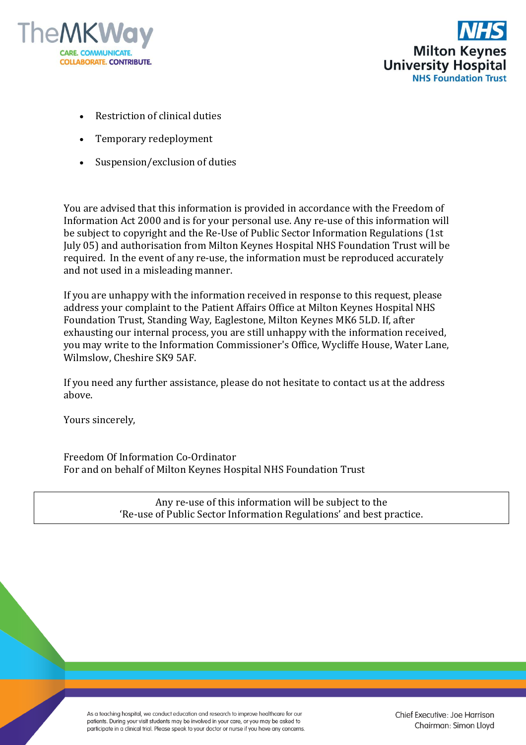- Restriction of clinical duties
- Temporary redeployment
- Suspension/exclusion of duties

You are advised that this information is provided in accordance with the Freedom of Information Act 2000 and is for your personal use. Any re-use of this information will be subject to copyright and the Re-Use of Public Sector Information Regulations (1st July 05) and authorisation from Milton Keynes Hospital NHS Foundation Trust will be required. In the event of any re-use, the information must be reproduced accurately and not used in a misleading manner.

If you are unhappy with the information received in response to this request, please address your complaint to the Patient Affairs Office at Milton Keynes Hospital NHS Foundation Trust, Standing Way, Eaglestone, Milton Keynes MK6 5LD. If, after exhausting our internal process, you are still unhappy with the information received, you may write to the Information Commissioner's Office, Wycliffe House, Water Lane, Wilmslow, Cheshire SK9 5AF.

If you need any further assistance, please do not hesitate to contact us at the address above.

Yours sincerely,

Freedom Of Information Co-Ordinator
For and on behalf of Milton Keynes Hospital NHS Foundation Trust

Any re-use of this information will be subject to the 'Re-use of Public Sector Information Regulations' and best practice.